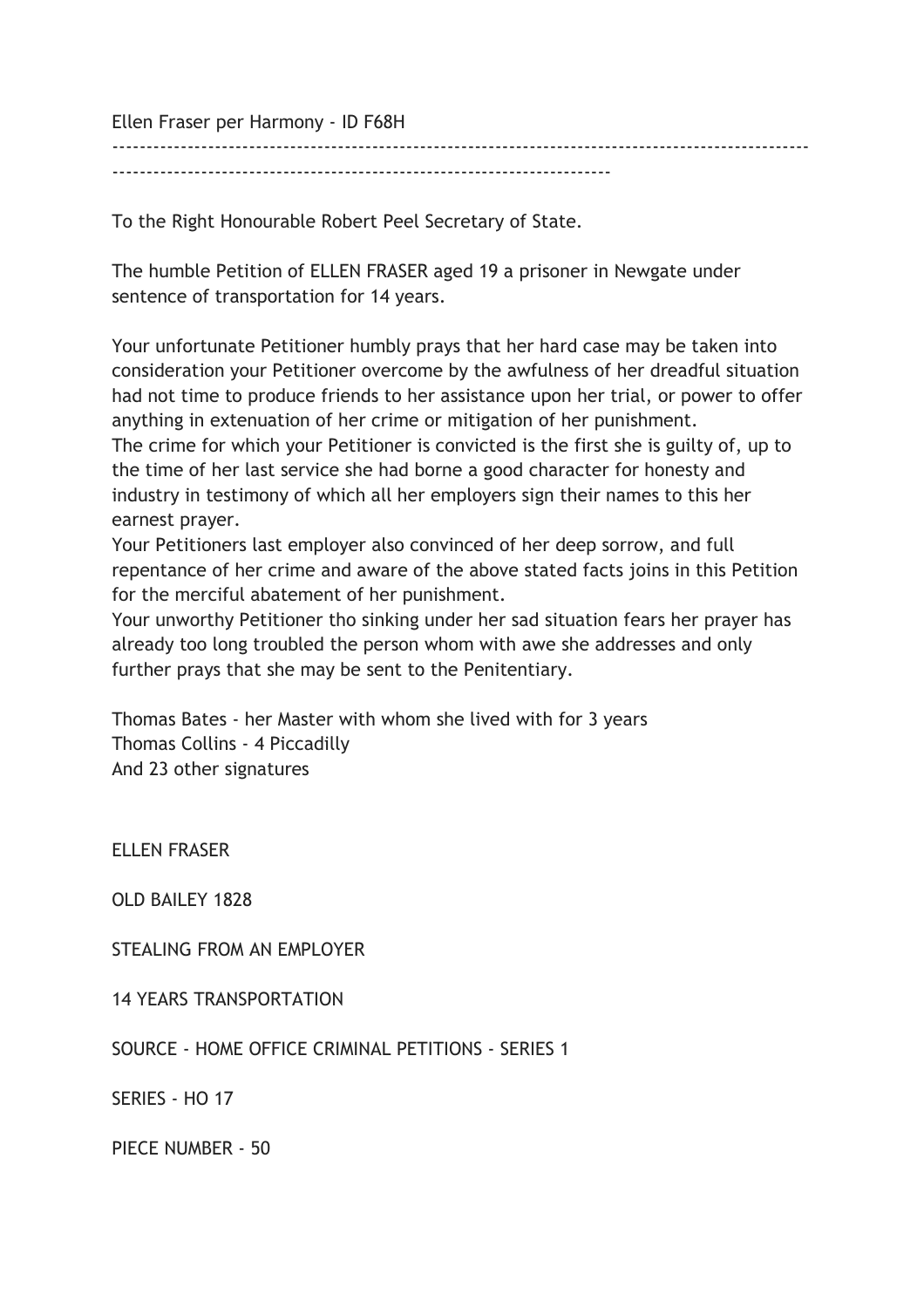Ellen Fraser per Harmony - ID F68H

---

To the Right Honourable Robert Peel Secretary of State.

The humble Petition of ELLEN FRASER aged 19 a prisoner in Newgate under sentence of transportation for 14 years.

Your unfortunate Petitioner humbly prays that her hard case may be taken into consideration your Petitioner overcome by the awfulness of her dreadful situation had not time to produce friends to her assistance upon her trial, or power to offer anything in extenuation of her crime or mitigation of her punishment.
The crime for which your Petitioner is convicted is the first she is guilty of, up to the time of her last service she had borne a good character for honesty and industry in testimony of which all her employers sign their names to this her earnest prayer.
Your Petitioners last employer also convinced of her deep sorrow, and full repentance of her crime and aware of the above stated facts joins in this Petition for the merciful abatement of her punishment.
Your unworthy Petitioner tho sinking under her sad situation fears her prayer has already too long troubled the person whom with awe she addresses and only further prays that she may be sent to the Penitentiary.

Thomas Bates - her Master with whom she lived with for 3 years
Thomas Collins - 4 Piccadilly
And 23 other signatures

ELLEN FRASER

OLD BAILEY 1828

STEALING FROM AN EMPLOYER

14 YEARS TRANSPORTATION

SOURCE - HOME OFFICE CRIMINAL PETITIONS - SERIES 1

SERIES - HO 17

PIECE NUMBER - 50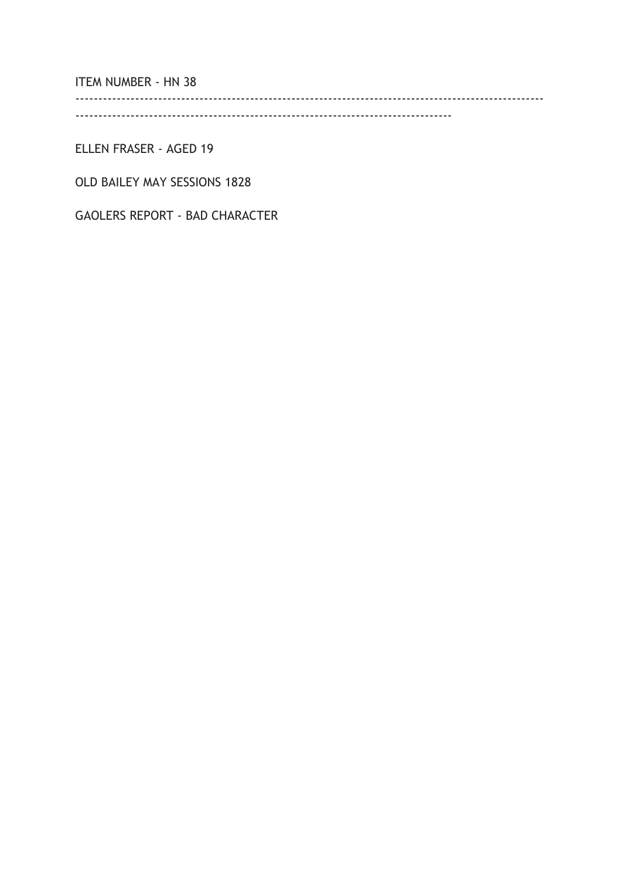ITEM NUMBER - HN 38

----------------------------------------------------------------------------------------------------
---------------------------------------------------------------------------------

ELLEN FRASER - AGED 19

OLD BAILEY MAY SESSIONS 1828

GAOLERS REPORT - BAD CHARACTER